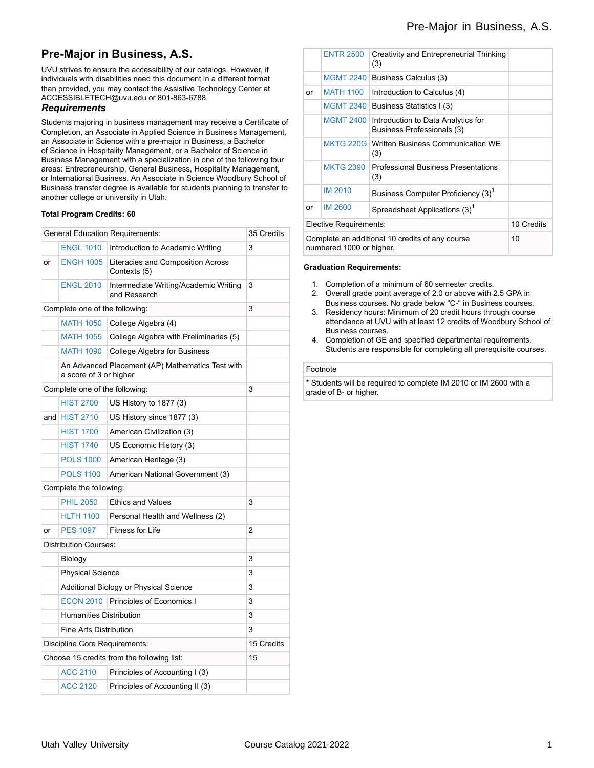# Pre-Major in Business, A.S.

UVU strives to ensure the accessibility of our catalogs. However, if individuals with disabilities need this document in a different format than provided, you may contact the Assistive Technology Center at ACCESSIBLETECH@uvu.edu or 801-863-6788.

## Requirements

Students majoring in business management may receive a Certificate of Completion, an Associate in Applied Science in Business Management, an Associate in Science with a pre-major in Business, a Bachelor of Science in Hospitality Management, or a Bachelor of Science in Business Management with a specialization in one of the following four areas: Entrepreneurship, General Business, Hospitality Management, or International Business. An Associate in Science Woodbury School of Business transfer degree is available for students planning to transfer to another college or university in Utah.

**Total Program Credits: 60**

| | | | |
|---|---|---|---|
| General Education Requirements: | | | 35 Credits |
| | ENGL 1010 | Introduction to Academic Writing | 3 |
| or | ENGH 1005 | Literacies and Composition Across Contexts (5) | |
| | ENGL 2010 | Intermediate Writing/Academic Writing and Research | 3 |
| Complete one of the following: | | | 3 |
| | MATH 1050 | College Algebra (4) | |
| | MATH 1055 | College Algebra with Preliminaries (5) | |
| | MATH 1090 | College Algebra for Business | |
| | An Advanced Placement (AP) Mathematics Test with a score of 3 or higher | | |
| Complete one of the following: | | | 3 |
| | HIST 2700 | US History to 1877 (3) | |
| and | HIST 2710 | US History since 1877 (3) | |
| | HIST 1700 | American Civilization (3) | |
| | HIST 1740 | US Economic History (3) | |
| | POLS 1000 | American Heritage (3) | |
| | POLS 1100 | American National Government (3) | |
| Complete the following: | | | |
| | PHIL 2050 | Ethics and Values | 3 |
| | HLTH 1100 | Personal Health and Wellness (2) | |
| or | PES 1097 | Fitness for Life | 2 |
| Distribution Courses: | | | |
| | Biology | | 3 |
| | Physical Science | | 3 |
| | Additional Biology or Physical Science | | 3 |
| | ECON 2010 | Principles of Economics I | 3 |
| | Humanities Distribution | | 3 |
| | Fine Arts Distribution | | 3 |
| Discipline Core Requirements: | | | 15 Credits |
| Choose 15 credits from the following list: | | | 15 |
| | ACC 2110 | Principles of Accounting I (3) | |
| | ACC 2120 | Principles of Accounting II (3) | |
| | ENTR 2500 | Creativity and Entrepreneurial Thinking (3) | |
| | MGMT 2240 | Business Calculus (3) | |
| or | MATH 1100 | Introduction to Calculus (4) | |
| | MGMT 2340 | Business Statistics I (3) | |
| | MGMT 2400 | Introduction to Data Analytics for Business Professionals (3) | |
| | MKTG 220G | Written Business Communication WE (3) | |
| | MKTG 2390 | Professional Business Presentations (3) | |
| | IM 2010 | Business Computer Proficiency (3)[1] | |
| or | IM 2600 | Spreadsheet Applications (3)[1] | |
| Elective Requirements: | | | 10 Credits |
| Complete an additional 10 credits of any course numbered 1000 or higher. | | | 10 |

**Graduation Requirements:**

1. Completion of a minimum of 60 semester credits.
2. Overall grade point average of 2.0 or above with 2.5 GPA in Business courses. No grade below "C-" in Business courses.
3. Residency hours: Minimum of 20 credit hours through course attendance at UVU with at least 12 credits of Woodbury School of Business courses.
4. Completion of GE and specified departmental requirements. Students are responsible for completing all prerequisite courses.

| Footnote |
|---|
| * Students will be required to complete IM 2010 or IM 2600 with a grade of B- or higher. |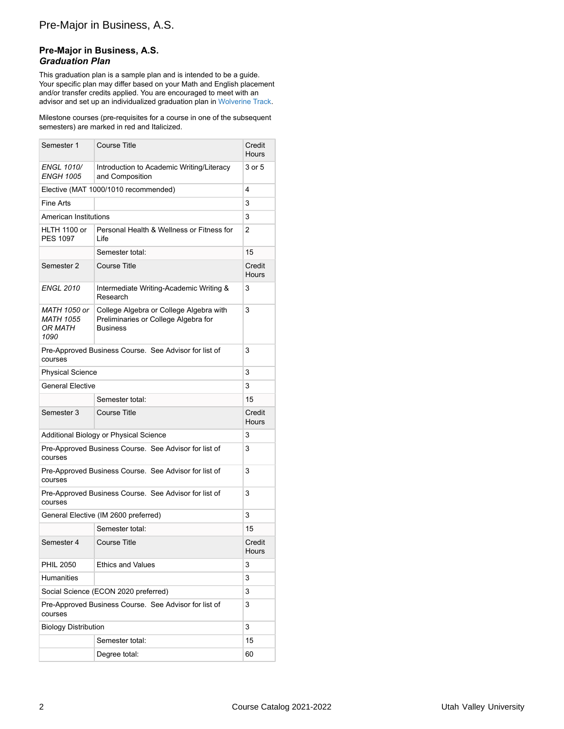## Pre-Major in Business, A.S.
### *Graduation Plan*

This graduation plan is a sample plan and is intended to be a guide. Your specific plan may differ based on your Math and English placement and/or transfer credits applied. You are encouraged to meet with an advisor and set up an individualized graduation plan in Wolverine Track.

Milestone courses (pre-requisites for a course in one of the subsequent semesters) are marked in red and Italicized.

| Semester 1 | Course Title | Credit Hours |
|---|---|---|
| *ENGL 1010/ ENGH 1005* | Introduction to Academic Writing/Literacy and Composition | 3 or 5 |
| Elective (MAT 1000/1010 recommended) | | 4 |
| Fine Arts | | 3 |
| American Institutions | | 3 |
| HLTH 1100 or PES 1097 | Personal Health & Wellness or Fitness for Life | 2 |
| | Semester total: | 15 |
| Semester 2 | Course Title | Credit Hours |
| *ENGL 2010* | Intermediate Writing-Academic Writing & Research | 3 |
| *MATH 1050 or MATH 1055 OR MATH 1090* | College Algebra or College Algebra with Preliminaries or College Algebra for Business | 3 |
| Pre-Approved Business Course. See Advisor for list of courses | | 3 |
| Physical Science | | 3 |
| General Elective | | 3 |
| | Semester total: | 15 |
| Semester 3 | Course Title | Credit Hours |
| Additional Biology or Physical Science | | 3 |
| Pre-Approved Business Course. See Advisor for list of courses | | 3 |
| Pre-Approved Business Course. See Advisor for list of courses | | 3 |
| Pre-Approved Business Course. See Advisor for list of courses | | 3 |
| General Elective (IM 2600 preferred) | | 3 |
| | Semester total: | 15 |
| Semester 4 | Course Title | Credit Hours |
| PHIL 2050 | Ethics and Values | 3 |
| Humanities | | 3 |
| Social Science (ECON 2020 preferred) | | 3 |
| Pre-Approved Business Course. See Advisor for list of courses | | 3 |
| Biology Distribution | | 3 |
| | Semester total: | 15 |
| | Degree total: | 60 |